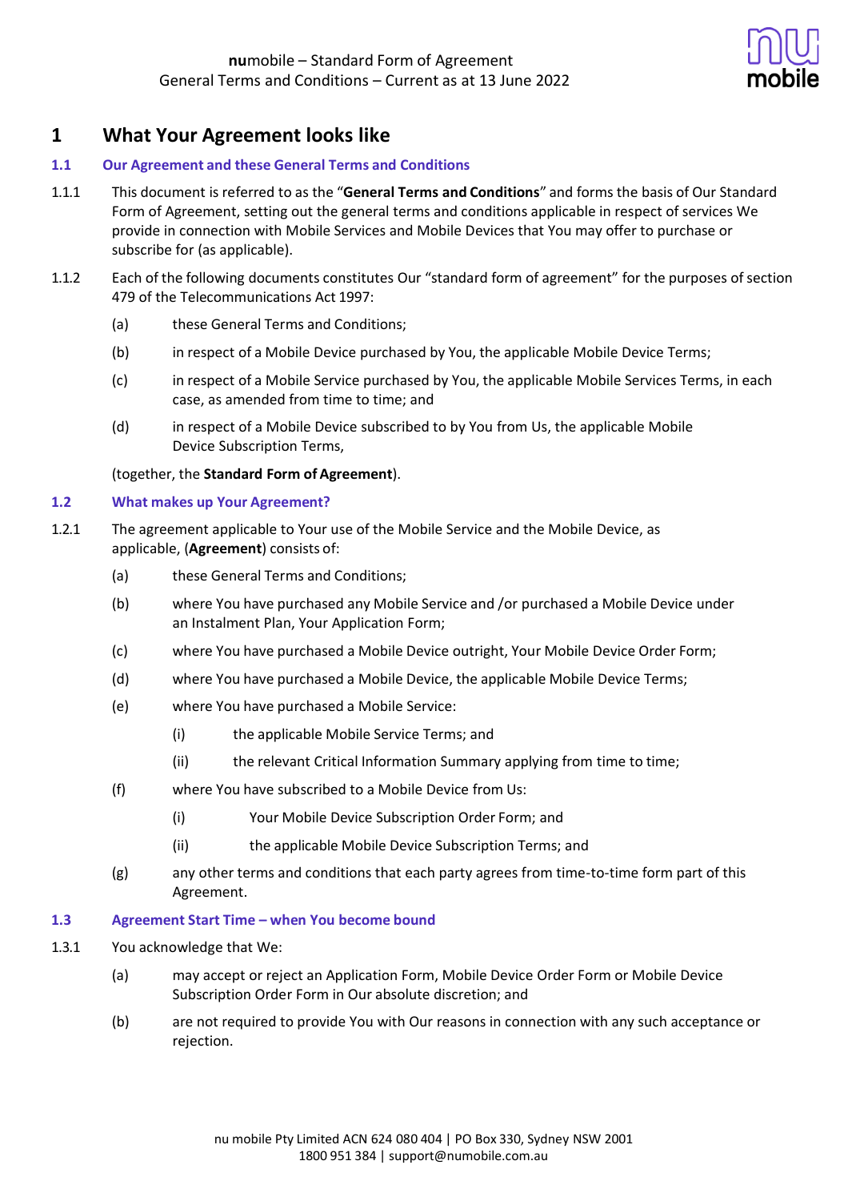**nu**mobile – Standard Form of Agreement
General Terms and Conditions – Current as at 13 June 2022

# 1 What Your Agreement looks like

## 1.1 Our Agreement and these General Terms and Conditions

1.1.1 This document is referred to as the "**General Terms and Conditions**" and forms the basis of Our Standard Form of Agreement, setting out the general terms and conditions applicable in respect of services We provide in connection with Mobile Services and Mobile Devices that You may offer to purchase or subscribe for (as applicable).

1.1.2 Each of the following documents constitutes Our "standard form of agreement" for the purposes of section 479 of the Telecommunications Act 1997:

- (a) these General Terms and Conditions;
- (b) in respect of a Mobile Device purchased by You, the applicable Mobile Device Terms;
- (c) in respect of a Mobile Service purchased by You, the applicable Mobile Services Terms, in each case, as amended from time to time; and
- (d) in respect of a Mobile Device subscribed to by You from Us, the applicable Mobile Device Subscription Terms,

(together, the **Standard Form of Agreement**).

## 1.2 What makes up Your Agreement?

1.2.1 The agreement applicable to Your use of the Mobile Service and the Mobile Device, as applicable, (**Agreement**) consists of:

- (a) these General Terms and Conditions;
- (b) where You have purchased any Mobile Service and /or purchased a Mobile Device under an Instalment Plan, Your Application Form;
- (c) where You have purchased a Mobile Device outright, Your Mobile Device Order Form;
- (d) where You have purchased a Mobile Device, the applicable Mobile Device Terms;
- (e) where You have purchased a Mobile Service:
  - (i) the applicable Mobile Service Terms; and
  - (ii) the relevant Critical Information Summary applying from time to time;
- (f) where You have subscribed to a Mobile Device from Us:
  - (i) Your Mobile Device Subscription Order Form; and
  - (ii) the applicable Mobile Device Subscription Terms; and
- (g) any other terms and conditions that each party agrees from time-to-time form part of this Agreement.

## 1.3 Agreement Start Time – when You become bound

1.3.1 You acknowledge that We:

- (a) may accept or reject an Application Form, Mobile Device Order Form or Mobile Device Subscription Order Form in Our absolute discretion; and
- (b) are not required to provide You with Our reasons in connection with any such acceptance or rejection.

nu mobile Pty Limited ACN 624 080 404 | PO Box 330, Sydney NSW 2001
1800 951 384 | support@numobile.com.au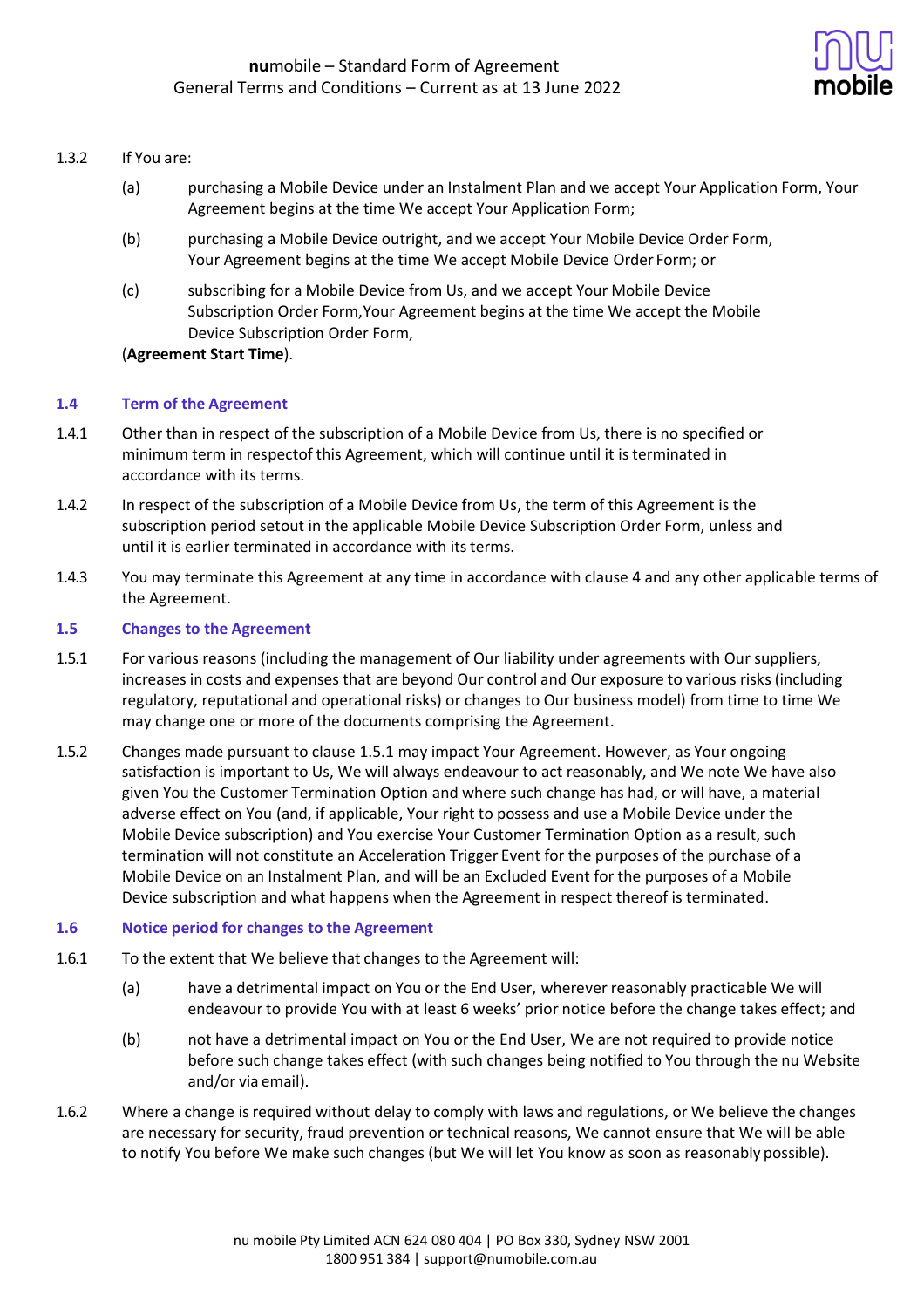1.3.2 If You are:

(a) purchasing a Mobile Device under an Instalment Plan and we accept Your Application Form, Your Agreement begins at the time We accept Your Application Form;

(b) purchasing a Mobile Device outright, and we accept Your Mobile Device Order Form, Your Agreement begins at the time We accept Mobile Device Order Form; or

(c) subscribing for a Mobile Device from Us, and we accept Your Mobile Device Subscription Order Form,Your Agreement begins at the time We accept the Mobile Device Subscription Order Form,

(**Agreement Start Time**).

### 1.4 Term of the Agreement

1.4.1 Other than in respect of the subscription of a Mobile Device from Us, there is no specified or minimum term in respectof this Agreement, which will continue until it is terminated in accordance with its terms.

1.4.2 In respect of the subscription of a Mobile Device from Us, the term of this Agreement is the subscription period setout in the applicable Mobile Device Subscription Order Form, unless and until it is earlier terminated in accordance with its terms.

1.4.3 You may terminate this Agreement at any time in accordance with clause 4 and any other applicable terms of the Agreement.

### 1.5 Changes to the Agreement

1.5.1 For various reasons (including the management of Our liability under agreements with Our suppliers, increases in costs and expenses that are beyond Our control and Our exposure to various risks (including regulatory, reputational and operational risks) or changes to Our business model) from time to time We may change one or more of the documents comprising the Agreement.

1.5.2 Changes made pursuant to clause 1.5.1 may impact Your Agreement. However, as Your ongoing satisfaction is important to Us, We will always endeavour to act reasonably, and We note We have also given You the Customer Termination Option and where such change has had, or will have, a material adverse effect on You (and, if applicable, Your right to possess and use a Mobile Device under the Mobile Device subscription) and You exercise Your Customer Termination Option as a result, such termination will not constitute an Acceleration Trigger Event for the purposes of the purchase of a Mobile Device on an Instalment Plan, and will be an Excluded Event for the purposes of a Mobile Device subscription and what happens when the Agreement in respect thereof is terminated.

### 1.6 Notice period for changes to the Agreement

1.6.1 To the extent that We believe that changes to the Agreement will:

(a) have a detrimental impact on You or the End User, wherever reasonably practicable We will endeavour to provide You with at least 6 weeks' prior notice before the change takes effect; and

(b) not have a detrimental impact on You or the End User, We are not required to provide notice before such change takes effect (with such changes being notified to You through the nu Website and/or via email).

1.6.2 Where a change is required without delay to comply with laws and regulations, or We believe the changes are necessary for security, fraud prevention or technical reasons, We cannot ensure that We will be able to notify You before We make such changes (but We will let You know as soon as reasonably possible).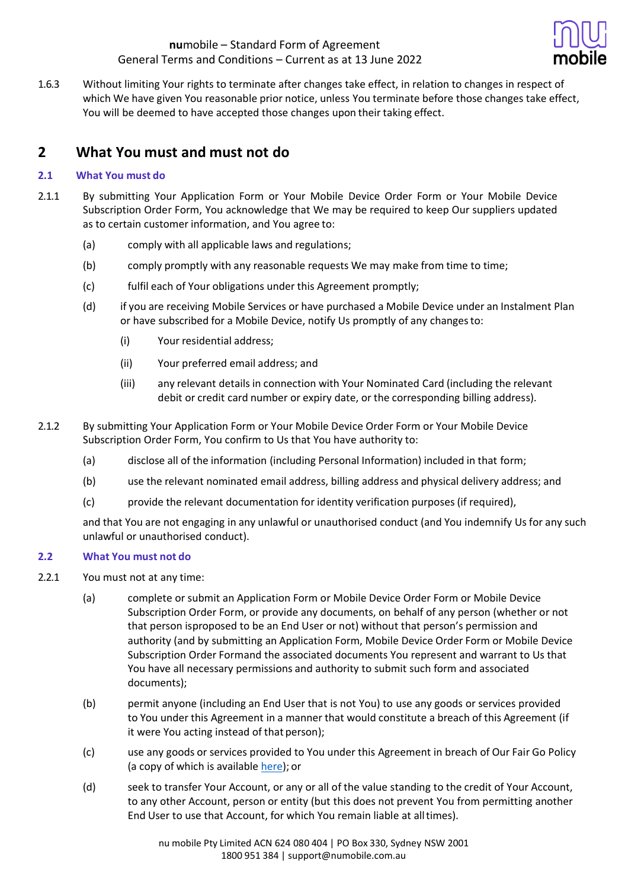1.6.3 Without limiting Your rights to terminate after changes take effect, in relation to changes in respect of which We have given You reasonable prior notice, unless You terminate before those changes take effect, You will be deemed to have accepted those changes upon their taking effect.

## 2 What You must and must not do

### 2.1 What You must do

2.1.1 By submitting Your Application Form or Your Mobile Device Order Form or Your Mobile Device Subscription Order Form, You acknowledge that We may be required to keep Our suppliers updated as to certain customer information, and You agree to:

(a) comply with all applicable laws and regulations;

(b) comply promptly with any reasonable requests We may make from time to time;

(c) fulfil each of Your obligations under this Agreement promptly;

(d) if you are receiving Mobile Services or have purchased a Mobile Device under an Instalment Plan or have subscribed for a Mobile Device, notify Us promptly of any changes to:

(i) Your residential address;

(ii) Your preferred email address; and

(iii) any relevant details in connection with Your Nominated Card (including the relevant debit or credit card number or expiry date, or the corresponding billing address).

2.1.2 By submitting Your Application Form or Your Mobile Device Order Form or Your Mobile Device Subscription Order Form, You confirm to Us that You have authority to:

(a) disclose all of the information (including Personal Information) included in that form;

(b) use the relevant nominated email address, billing address and physical delivery address; and

(c) provide the relevant documentation for identity verification purposes (if required),

and that You are not engaging in any unlawful or unauthorised conduct (and You indemnify Us for any such unlawful or unauthorised conduct).

### 2.2 What You must not do

2.2.1 You must not at any time:

(a) complete or submit an Application Form or Mobile Device Order Form or Mobile Device Subscription Order Form, or provide any documents, on behalf of any person (whether or not that person isproposed to be an End User or not) without that person's permission and authority (and by submitting an Application Form, Mobile Device Order Form or Mobile Device Subscription Order Formand the associated documents You represent and warrant to Us that You have all necessary permissions and authority to submit such form and associated documents);

(b) permit anyone (including an End User that is not You) to use any goods or services provided to You under this Agreement in a manner that would constitute a breach of this Agreement (if it were You acting instead of that person);

(c) use any goods or services provided to You under this Agreement in breach of Our Fair Go Policy (a copy of which is available here); or

(d) seek to transfer Your Account, or any or all of the value standing to the credit of Your Account, to any other Account, person or entity (but this does not prevent You from permitting another End User to use that Account, for which You remain liable at all times).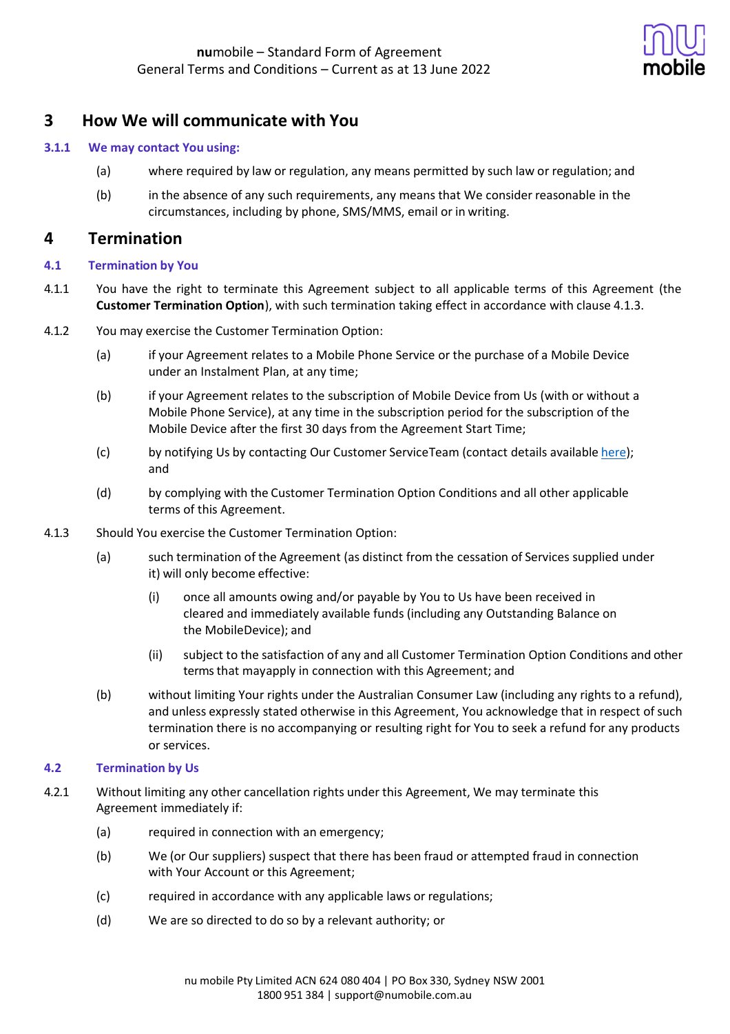## 3 How We will communicate with You

### 3.1.1 We may contact You using:

(a) where required by law or regulation, any means permitted by such law or regulation; and

(b) in the absence of any such requirements, any means that We consider reasonable in the circumstances, including by phone, SMS/MMS, email or in writing.

## 4 Termination

### 4.1 Termination by You

4.1.1 You have the right to terminate this Agreement subject to all applicable terms of this Agreement (the **Customer Termination Option**), with such termination taking effect in accordance with clause 4.1.3.

4.1.2 You may exercise the Customer Termination Option:

(a) if your Agreement relates to a Mobile Phone Service or the purchase of a Mobile Device under an Instalment Plan, at any time;

(b) if your Agreement relates to the subscription of Mobile Device from Us (with or without a Mobile Phone Service), at any time in the subscription period for the subscription of the Mobile Device after the first 30 days from the Agreement Start Time;

(c) by notifying Us by contacting Our Customer ServiceTeam (contact details available here); and

(d) by complying with the Customer Termination Option Conditions and all other applicable terms of this Agreement.

4.1.3 Should You exercise the Customer Termination Option:

(a) such termination of the Agreement (as distinct from the cessation of Services supplied under it) will only become effective:

(i) once all amounts owing and/or payable by You to Us have been received in cleared and immediately available funds (including any Outstanding Balance on the MobileDevice); and

(ii) subject to the satisfaction of any and all Customer Termination Option Conditions and other terms that mayapply in connection with this Agreement; and

(b) without limiting Your rights under the Australian Consumer Law (including any rights to a refund), and unless expressly stated otherwise in this Agreement, You acknowledge that in respect of such termination there is no accompanying or resulting right for You to seek a refund for any products or services.

### 4.2 Termination by Us

4.2.1 Without limiting any other cancellation rights under this Agreement, We may terminate this Agreement immediately if:

(a) required in connection with an emergency;

(b) We (or Our suppliers) suspect that there has been fraud or attempted fraud in connection with Your Account or this Agreement;

(c) required in accordance with any applicable laws or regulations;

(d) We are so directed to do so by a relevant authority; or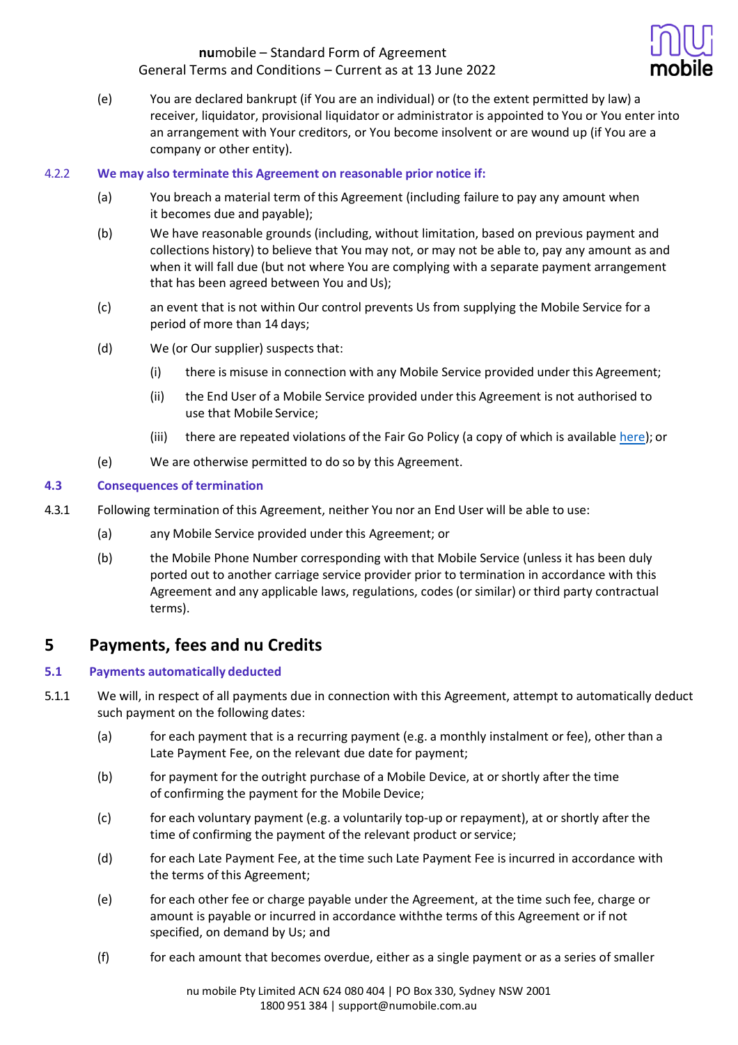(e) You are declared bankrupt (if You are an individual) or (to the extent permitted by law) a receiver, liquidator, provisional liquidator or administrator is appointed to You or You enter into an arrangement with Your creditors, or You become insolvent or are wound up (if You are a company or other entity).

#### 4.2.2 We may also terminate this Agreement on reasonable prior notice if:

(a) You breach a material term of this Agreement (including failure to pay any amount when it becomes due and payable);

(b) We have reasonable grounds (including, without limitation, based on previous payment and collections history) to believe that You may not, or may not be able to, pay any amount as and when it will fall due (but not where You are complying with a separate payment arrangement that has been agreed between You and Us);

(c) an event that is not within Our control prevents Us from supplying the Mobile Service for a period of more than 14 days;

(d) We (or Our supplier) suspects that:

(i) there is misuse in connection with any Mobile Service provided under this Agreement;

(ii) the End User of a Mobile Service provided under this Agreement is not authorised to use that Mobile Service;

(iii) there are repeated violations of the Fair Go Policy (a copy of which is available here); or

(e) We are otherwise permitted to do so by this Agreement.

### 4.3 Consequences of termination

4.3.1 Following termination of this Agreement, neither You nor an End User will be able to use:

(a) any Mobile Service provided under this Agreement; or

(b) the Mobile Phone Number corresponding with that Mobile Service (unless it has been duly ported out to another carriage service provider prior to termination in accordance with this Agreement and any applicable laws, regulations, codes (or similar) or third party contractual terms).

## 5 Payments, fees and nu Credits

### 5.1 Payments automatically deducted

5.1.1 We will, in respect of all payments due in connection with this Agreement, attempt to automatically deduct such payment on the following dates:

(a) for each payment that is a recurring payment (e.g. a monthly instalment or fee), other than a Late Payment Fee, on the relevant due date for payment;

(b) for payment for the outright purchase of a Mobile Device, at or shortly after the time of confirming the payment for the Mobile Device;

(c) for each voluntary payment (e.g. a voluntarily top-up or repayment), at or shortly after the time of confirming the payment of the relevant product or service;

(d) for each Late Payment Fee, at the time such Late Payment Fee is incurred in accordance with the terms of this Agreement;

(e) for each other fee or charge payable under the Agreement, at the time such fee, charge or amount is payable or incurred in accordance withthe terms of this Agreement or if not specified, on demand by Us; and

(f) for each amount that becomes overdue, either as a single payment or as a series of smaller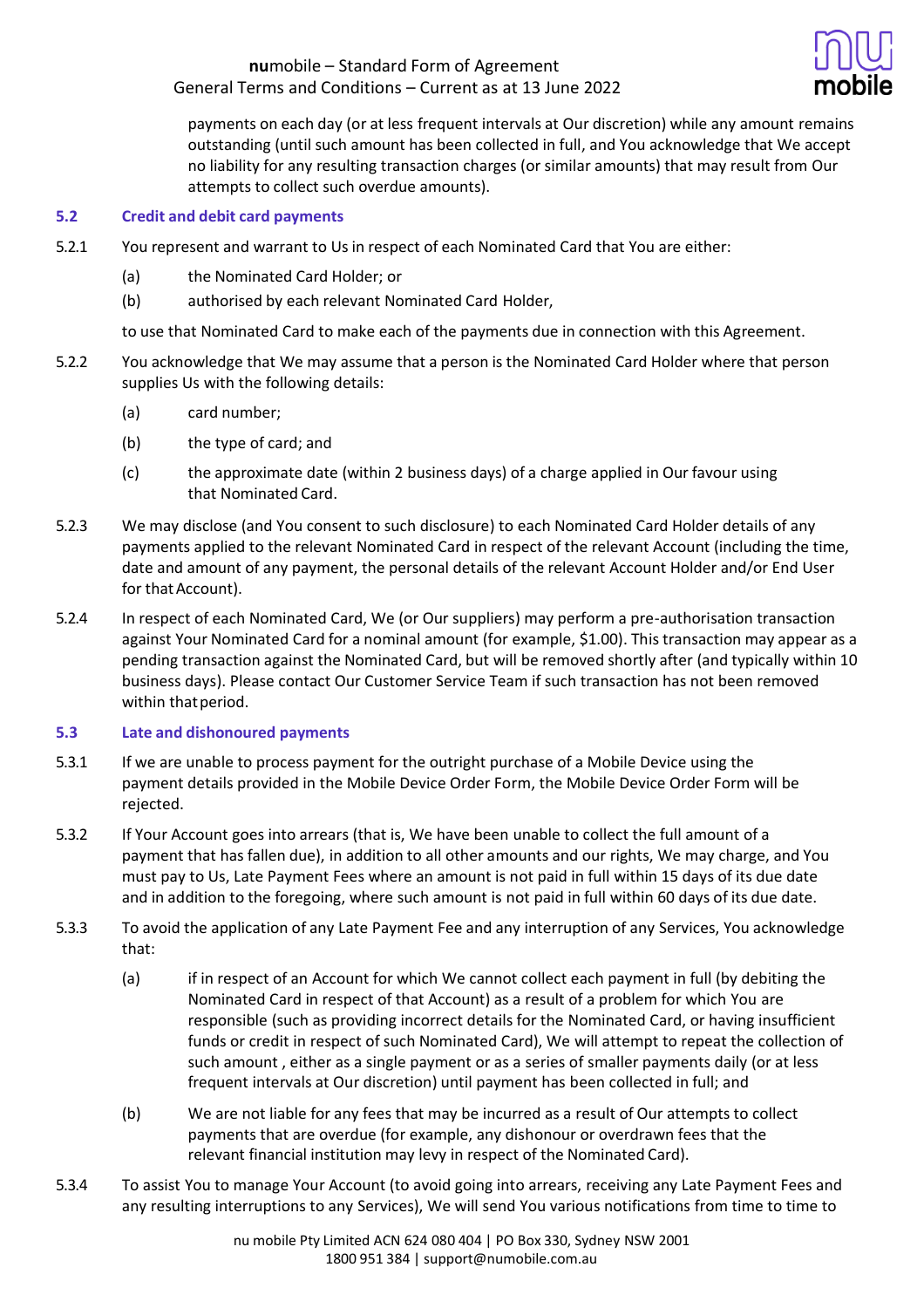payments on each day (or at less frequent intervals at Our discretion) while any amount remains outstanding (until such amount has been collected in full, and You acknowledge that We accept no liability for any resulting transaction charges (or similar amounts) that may result from Our attempts to collect such overdue amounts).

### 5.2 Credit and debit card payments

5.2.1 You represent and warrant to Us in respect of each Nominated Card that You are either:

(a) the Nominated Card Holder; or

(b) authorised by each relevant Nominated Card Holder,

to use that Nominated Card to make each of the payments due in connection with this Agreement.

5.2.2 You acknowledge that We may assume that a person is the Nominated Card Holder where that person supplies Us with the following details:

(a) card number;

(b) the type of card; and

(c) the approximate date (within 2 business days) of a charge applied in Our favour using that Nominated Card.

5.2.3 We may disclose (and You consent to such disclosure) to each Nominated Card Holder details of any payments applied to the relevant Nominated Card in respect of the relevant Account (including the time, date and amount of any payment, the personal details of the relevant Account Holder and/or End User for that Account).

5.2.4 In respect of each Nominated Card, We (or Our suppliers) may perform a pre-authorisation transaction against Your Nominated Card for a nominal amount (for example, $1.00). This transaction may appear as a pending transaction against the Nominated Card, but will be removed shortly after (and typically within 10 business days). Please contact Our Customer Service Team if such transaction has not been removed within that period.

### 5.3 Late and dishonoured payments

5.3.1 If we are unable to process payment for the outright purchase of a Mobile Device using the payment details provided in the Mobile Device Order Form, the Mobile Device Order Form will be rejected.

5.3.2 If Your Account goes into arrears (that is, We have been unable to collect the full amount of a payment that has fallen due), in addition to all other amounts and our rights, We may charge, and You must pay to Us, Late Payment Fees where an amount is not paid in full within 15 days of its due date and in addition to the foregoing, where such amount is not paid in full within 60 days of its due date.

5.3.3 To avoid the application of any Late Payment Fee and any interruption of any Services, You acknowledge that:

(a) if in respect of an Account for which We cannot collect each payment in full (by debiting the Nominated Card in respect of that Account) as a result of a problem for which You are responsible (such as providing incorrect details for the Nominated Card, or having insufficient funds or credit in respect of such Nominated Card), We will attempt to repeat the collection of such amount , either as a single payment or as a series of smaller payments daily (or at less frequent intervals at Our discretion) until payment has been collected in full; and

(b) We are not liable for any fees that may be incurred as a result of Our attempts to collect payments that are overdue (for example, any dishonour or overdrawn fees that the relevant financial institution may levy in respect of the Nominated Card).

5.3.4 To assist You to manage Your Account (to avoid going into arrears, receiving any Late Payment Fees and any resulting interruptions to any Services), We will send You various notifications from time to time to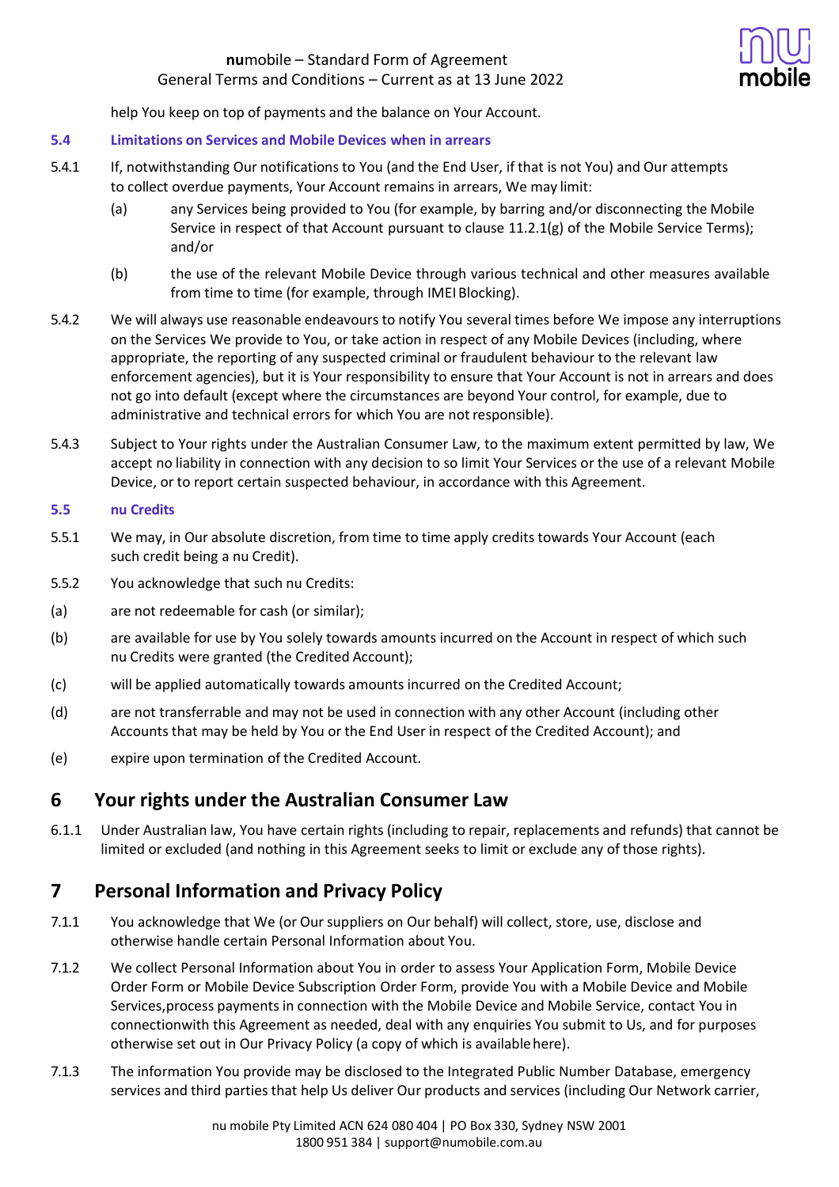help You keep on top of payments and the balance on Your Account.

### 5.4 Limitations on Services and Mobile Devices when in arrears

5.4.1 If, notwithstanding Our notifications to You (and the End User, if that is not You) and Our attempts to collect overdue payments, Your Account remains in arrears, We may limit:

(a) any Services being provided to You (for example, by barring and/or disconnecting the Mobile Service in respect of that Account pursuant to clause 11.2.1(g) of the Mobile Service Terms); and/or

(b) the use of the relevant Mobile Device through various technical and other measures available from time to time (for example, through IMEI Blocking).

5.4.2 We will always use reasonable endeavours to notify You several times before We impose any interruptions on the Services We provide to You, or take action in respect of any Mobile Devices (including, where appropriate, the reporting of any suspected criminal or fraudulent behaviour to the relevant law enforcement agencies), but it is Your responsibility to ensure that Your Account is not in arrears and does not go into default (except where the circumstances are beyond Your control, for example, due to administrative and technical errors for which You are not responsible).

5.4.3 Subject to Your rights under the Australian Consumer Law, to the maximum extent permitted by law, We accept no liability in connection with any decision to so limit Your Services or the use of a relevant Mobile Device, or to report certain suspected behaviour, in accordance with this Agreement.

### 5.5 nu Credits

5.5.1 We may, in Our absolute discretion, from time to time apply credits towards Your Account (each such credit being a nu Credit).

5.5.2 You acknowledge that such nu Credits:

(a) are not redeemable for cash (or similar);

(b) are available for use by You solely towards amounts incurred on the Account in respect of which such nu Credits were granted (the Credited Account);

(c) will be applied automatically towards amounts incurred on the Credited Account;

(d) are not transferrable and may not be used in connection with any other Account (including other Accounts that may be held by You or the End User in respect of the Credited Account); and

(e) expire upon termination of the Credited Account.

## 6 Your rights under the Australian Consumer Law

6.1.1 Under Australian law, You have certain rights (including to repair, replacements and refunds) that cannot be limited or excluded (and nothing in this Agreement seeks to limit or exclude any of those rights).

## 7 Personal Information and Privacy Policy

7.1.1 You acknowledge that We (or Our suppliers on Our behalf) will collect, store, use, disclose and otherwise handle certain Personal Information about You.

7.1.2 We collect Personal Information about You in order to assess Your Application Form, Mobile Device Order Form or Mobile Device Subscription Order Form, provide You with a Mobile Device and Mobile Services,process payments in connection with the Mobile Device and Mobile Service, contact You in connectionwith this Agreement as needed, deal with any enquiries You submit to Us, and for purposes otherwise set out in Our Privacy Policy (a copy of which is available here).

7.1.3 The information You provide may be disclosed to the Integrated Public Number Database, emergency services and third parties that help Us deliver Our products and services (including Our Network carrier,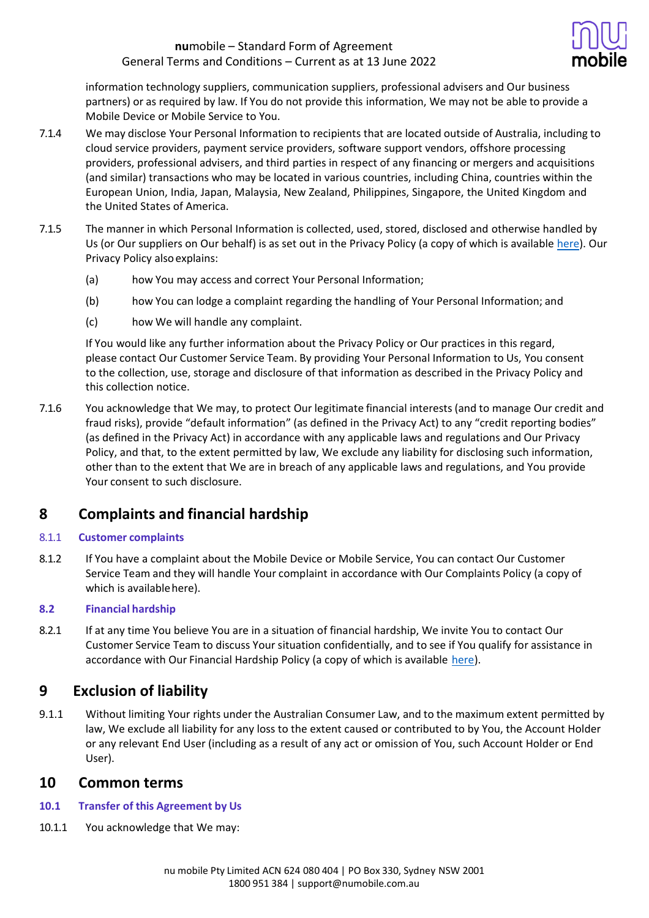information technology suppliers, communication suppliers, professional advisers and Our business partners) or as required by law. If You do not provide this information, We may not be able to provide a Mobile Device or Mobile Service to You.

7.1.4 We may disclose Your Personal Information to recipients that are located outside of Australia, including to cloud service providers, payment service providers, software support vendors, offshore processing providers, professional advisers, and third parties in respect of any financing or mergers and acquisitions (and similar) transactions who may be located in various countries, including China, countries within the European Union, India, Japan, Malaysia, New Zealand, Philippines, Singapore, the United Kingdom and the United States of America.

7.1.5 The manner in which Personal Information is collected, used, stored, disclosed and otherwise handled by Us (or Our suppliers on Our behalf) is as set out in the Privacy Policy (a copy of which is available here). Our Privacy Policy also explains:

(a) how You may access and correct Your Personal Information;

(b) how You can lodge a complaint regarding the handling of Your Personal Information; and

(c) how We will handle any complaint.

If You would like any further information about the Privacy Policy or Our practices in this regard, please contact Our Customer Service Team. By providing Your Personal Information to Us, You consent to the collection, use, storage and disclosure of that information as described in the Privacy Policy and this collection notice.

7.1.6 You acknowledge that We may, to protect Our legitimate financial interests (and to manage Our credit and fraud risks), provide "default information" (as defined in the Privacy Act) to any "credit reporting bodies" (as defined in the Privacy Act) in accordance with any applicable laws and regulations and Our Privacy Policy, and that, to the extent permitted by law, We exclude any liability for disclosing such information, other than to the extent that We are in breach of any applicable laws and regulations, and You provide Your consent to such disclosure.

## 8 Complaints and financial hardship

### 8.1.1 Customer complaints

8.1.2 If You have a complaint about the Mobile Device or Mobile Service, You can contact Our Customer Service Team and they will handle Your complaint in accordance with Our Complaints Policy (a copy of which is available here).

### 8.2 Financial hardship

8.2.1 If at any time You believe You are in a situation of financial hardship, We invite You to contact Our Customer Service Team to discuss Your situation confidentially, and to see if You qualify for assistance in accordance with Our Financial Hardship Policy (a copy of which is available here).

## 9 Exclusion of liability

9.1.1 Without limiting Your rights under the Australian Consumer Law, and to the maximum extent permitted by law, We exclude all liability for any loss to the extent caused or contributed to by You, the Account Holder or any relevant End User (including as a result of any act or omission of You, such Account Holder or End User).

## 10 Common terms

### 10.1 Transfer of this Agreement by Us

10.1.1 You acknowledge that We may: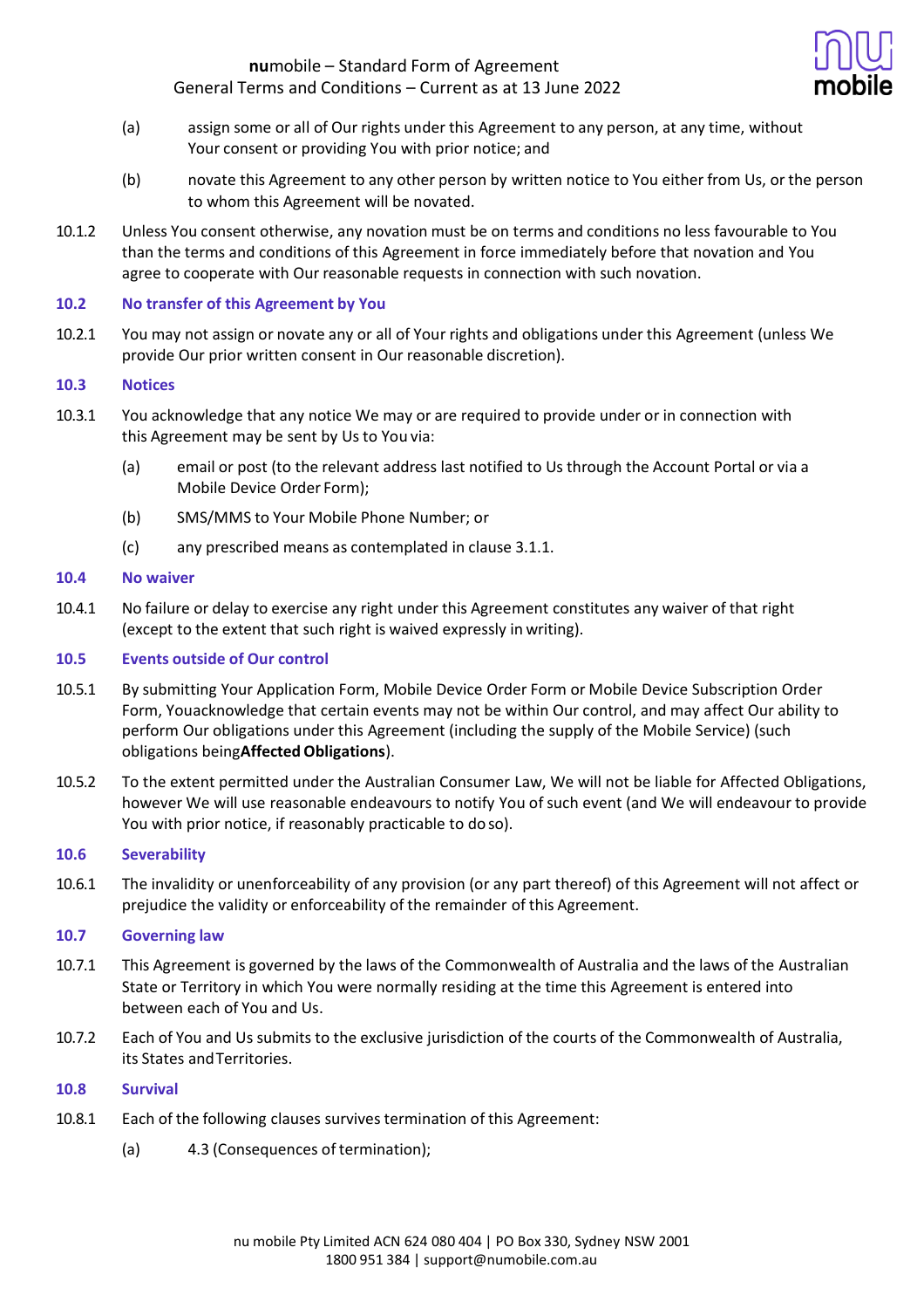(a) assign some or all of Our rights under this Agreement to any person, at any time, without Your consent or providing You with prior notice; and

(b) novate this Agreement to any other person by written notice to You either from Us, or the person to whom this Agreement will be novated.

10.1.2 Unless You consent otherwise, any novation must be on terms and conditions no less favourable to You than the terms and conditions of this Agreement in force immediately before that novation and You agree to cooperate with Our reasonable requests in connection with such novation.

### 10.2 No transfer of this Agreement by You

10.2.1 You may not assign or novate any or all of Your rights and obligations under this Agreement (unless We provide Our prior written consent in Our reasonable discretion).

### 10.3 Notices

10.3.1 You acknowledge that any notice We may or are required to provide under or in connection with this Agreement may be sent by Us to You via:

(a) email or post (to the relevant address last notified to Us through the Account Portal or via a Mobile Device Order Form);

(b) SMS/MMS to Your Mobile Phone Number; or

(c) any prescribed means as contemplated in clause 3.1.1.

### 10.4 No waiver

10.4.1 No failure or delay to exercise any right under this Agreement constitutes any waiver of that right (except to the extent that such right is waived expressly in writing).

### 10.5 Events outside of Our control

10.5.1 By submitting Your Application Form, Mobile Device Order Form or Mobile Device Subscription Order Form, Youacknowledge that certain events may not be within Our control, and may affect Our ability to perform Our obligations under this Agreement (including the supply of the Mobile Service) (such obligations being**Affected Obligations**).

10.5.2 To the extent permitted under the Australian Consumer Law, We will not be liable for Affected Obligations, however We will use reasonable endeavours to notify You of such event (and We will endeavour to provide You with prior notice, if reasonably practicable to do so).

### 10.6 Severability

10.6.1 The invalidity or unenforceability of any provision (or any part thereof) of this Agreement will not affect or prejudice the validity or enforceability of the remainder of this Agreement.

### 10.7 Governing law

10.7.1 This Agreement is governed by the laws of the Commonwealth of Australia and the laws of the Australian State or Territory in which You were normally residing at the time this Agreement is entered into between each of You and Us.

10.7.2 Each of You and Us submits to the exclusive jurisdiction of the courts of the Commonwealth of Australia, its States and Territories.

### 10.8 Survival

10.8.1 Each of the following clauses survives termination of this Agreement:

(a) 4.3 (Consequences of termination);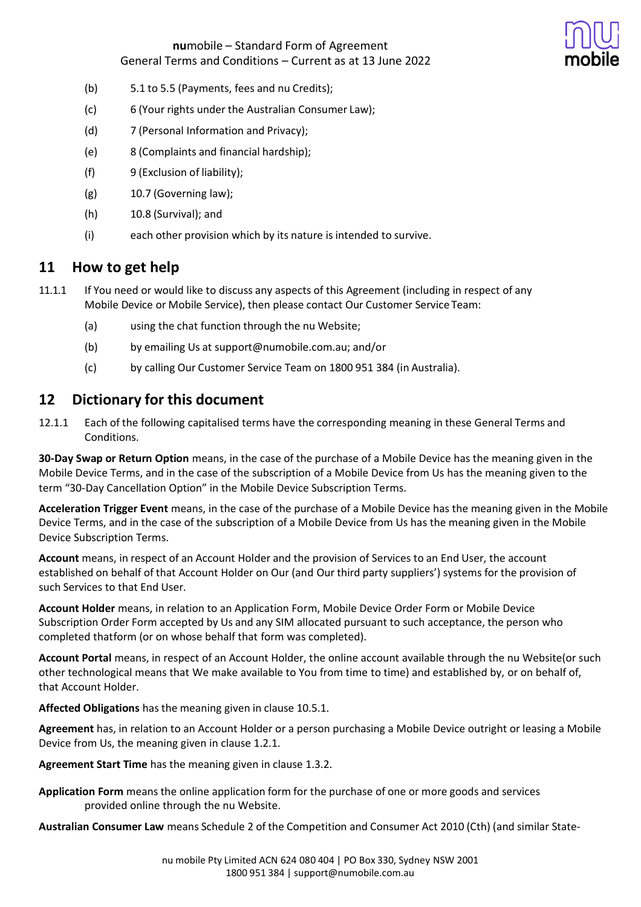(b) 5.1 to 5.5 (Payments, fees and nu Credits);

(c) 6 (Your rights under the Australian Consumer Law);

(d) 7 (Personal Information and Privacy);

(e) 8 (Complaints and financial hardship);

(f) 9 (Exclusion of liability);

(g) 10.7 (Governing law);

(h) 10.8 (Survival); and

(i) each other provision which by its nature is intended to survive.

## 11 How to get help

11.1.1 If You need or would like to discuss any aspects of this Agreement (including in respect of any Mobile Device or Mobile Service), then please contact Our Customer Service Team:

(a) using the chat function through the nu Website;

(b) by emailing Us at support@numobile.com.au; and/or

(c) by calling Our Customer Service Team on 1800 951 384 (in Australia).

## 12 Dictionary for this document

12.1.1 Each of the following capitalised terms have the corresponding meaning in these General Terms and Conditions.

**30-Day Swap or Return Option** means, in the case of the purchase of a Mobile Device has the meaning given in the Mobile Device Terms, and in the case of the subscription of a Mobile Device from Us has the meaning given to the term "30-Day Cancellation Option" in the Mobile Device Subscription Terms.

**Acceleration Trigger Event** means, in the case of the purchase of a Mobile Device has the meaning given in the Mobile Device Terms, and in the case of the subscription of a Mobile Device from Us has the meaning given in the Mobile Device Subscription Terms.

**Account** means, in respect of an Account Holder and the provision of Services to an End User, the account established on behalf of that Account Holder on Our (and Our third party suppliers') systems for the provision of such Services to that End User.

**Account Holder** means, in relation to an Application Form, Mobile Device Order Form or Mobile Device Subscription Order Form accepted by Us and any SIM allocated pursuant to such acceptance, the person who completed thatform (or on whose behalf that form was completed).

**Account Portal** means, in respect of an Account Holder, the online account available through the nu Website(or such other technological means that We make available to You from time to time) and established by, or on behalf of, that Account Holder.

**Affected Obligations** has the meaning given in clause 10.5.1.

**Agreement** has, in relation to an Account Holder or a person purchasing a Mobile Device outright or leasing a Mobile Device from Us, the meaning given in clause 1.2.1.

**Agreement Start Time** has the meaning given in clause 1.3.2.

**Application Form** means the online application form for the purchase of one or more goods and services provided online through the nu Website.

**Australian Consumer Law** means Schedule 2 of the Competition and Consumer Act 2010 (Cth) (and similar State-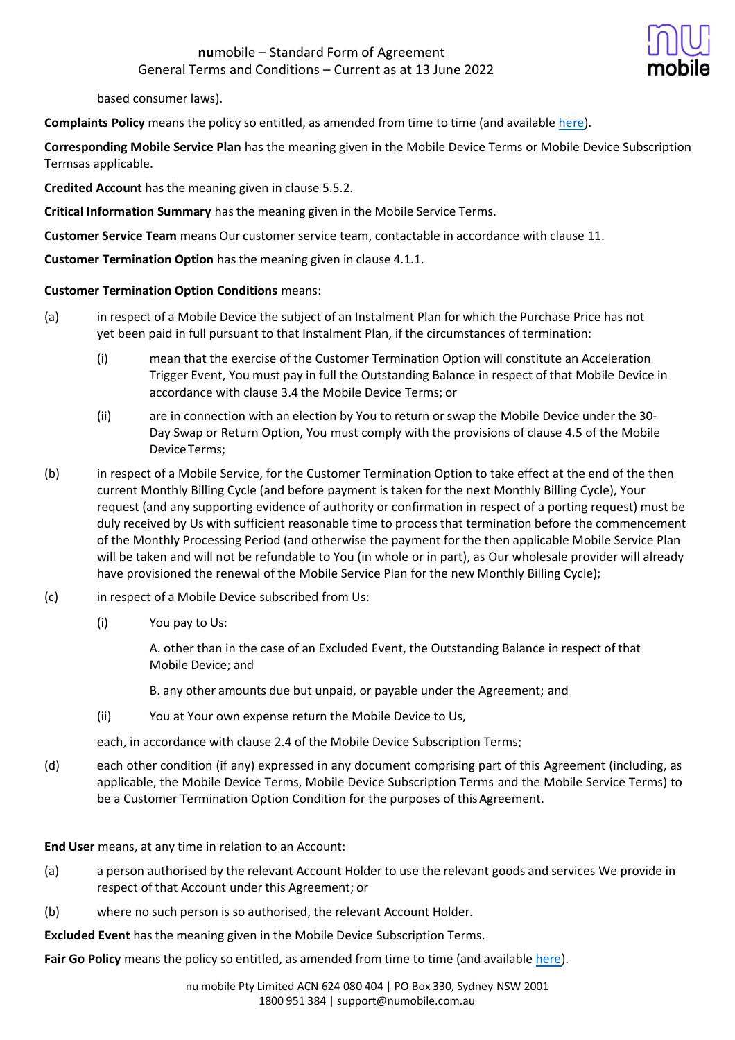based consumer laws).

**Complaints Policy** means the policy so entitled, as amended from time to time (and available here).

**Corresponding Mobile Service Plan** has the meaning given in the Mobile Device Terms or Mobile Device Subscription Termsas applicable.

**Credited Account** has the meaning given in clause 5.5.2.

**Critical Information Summary** has the meaning given in the Mobile Service Terms.

**Customer Service Team** means Our customer service team, contactable in accordance with clause 11.

**Customer Termination Option** has the meaning given in clause 4.1.1.

**Customer Termination Option Conditions** means:

(a) in respect of a Mobile Device the subject of an Instalment Plan for which the Purchase Price has not yet been paid in full pursuant to that Instalment Plan, if the circumstances of termination:

   (i) mean that the exercise of the Customer Termination Option will constitute an Acceleration Trigger Event, You must pay in full the Outstanding Balance in respect of that Mobile Device in accordance with clause 3.4 the Mobile Device Terms; or

   (ii) are in connection with an election by You to return or swap the Mobile Device under the 30-Day Swap or Return Option, You must comply with the provisions of clause 4.5 of the Mobile Device Terms;

(b) in respect of a Mobile Service, for the Customer Termination Option to take effect at the end of the then current Monthly Billing Cycle (and before payment is taken for the next Monthly Billing Cycle), Your request (and any supporting evidence of authority or confirmation in respect of a porting request) must be duly received by Us with sufficient reasonable time to process that termination before the commencement of the Monthly Processing Period (and otherwise the payment for the then applicable Mobile Service Plan will be taken and will not be refundable to You (in whole or in part), as Our wholesale provider will already have provisioned the renewal of the Mobile Service Plan for the new Monthly Billing Cycle);

(c) in respect of a Mobile Device subscribed from Us:

   (i) You pay to Us:

      A. other than in the case of an Excluded Event, the Outstanding Balance in respect of that Mobile Device; and

      B. any other amounts due but unpaid, or payable under the Agreement; and

   (ii) You at Your own expense return the Mobile Device to Us,

   each, in accordance with clause 2.4 of the Mobile Device Subscription Terms;

(d) each other condition (if any) expressed in any document comprising part of this Agreement (including, as applicable, the Mobile Device Terms, Mobile Device Subscription Terms and the Mobile Service Terms) to be a Customer Termination Option Condition for the purposes of this Agreement.

**End User** means, at any time in relation to an Account:

(a) a person authorised by the relevant Account Holder to use the relevant goods and services We provide in respect of that Account under this Agreement; or

(b) where no such person is so authorised, the relevant Account Holder.

**Excluded Event** has the meaning given in the Mobile Device Subscription Terms.

**Fair Go Policy** means the policy so entitled, as amended from time to time (and available here).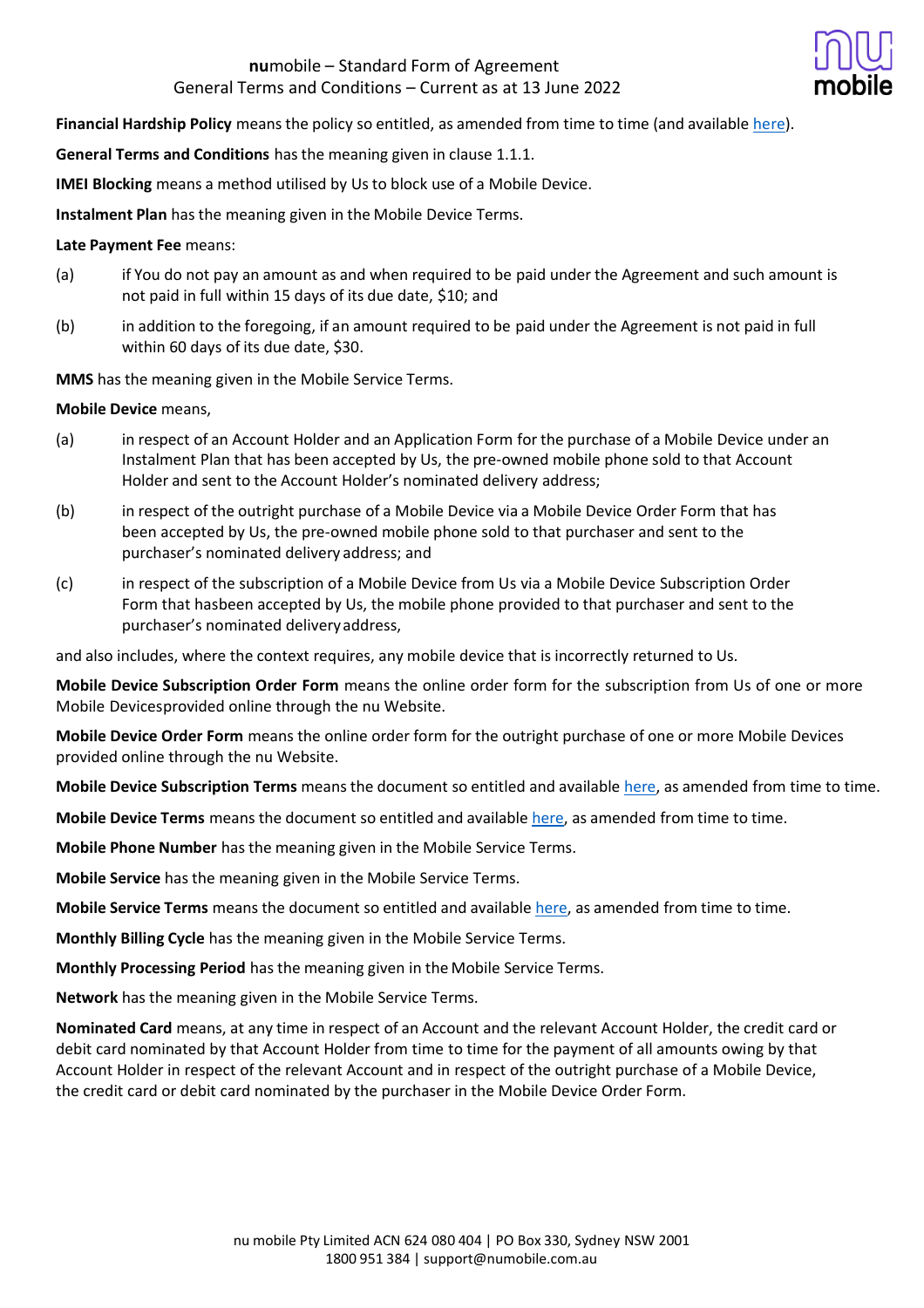**Financial Hardship Policy** means the policy so entitled, as amended from time to time (and available here).

**General Terms and Conditions** has the meaning given in clause 1.1.1.

**IMEI Blocking** means a method utilised by Us to block use of a Mobile Device.

**Instalment Plan** has the meaning given in the Mobile Device Terms.

**Late Payment Fee** means:

(a) if You do not pay an amount as and when required to be paid under the Agreement and such amount is not paid in full within 15 days of its due date, $10; and

(b) in addition to the foregoing, if an amount required to be paid under the Agreement is not paid in full within 60 days of its due date, $30.

**MMS** has the meaning given in the Mobile Service Terms.

**Mobile Device** means,

(a) in respect of an Account Holder and an Application Form for the purchase of a Mobile Device under an Instalment Plan that has been accepted by Us, the pre-owned mobile phone sold to that Account Holder and sent to the Account Holder's nominated delivery address;

(b) in respect of the outright purchase of a Mobile Device via a Mobile Device Order Form that has been accepted by Us, the pre-owned mobile phone sold to that purchaser and sent to the purchaser's nominated delivery address; and

(c) in respect of the subscription of a Mobile Device from Us via a Mobile Device Subscription Order Form that hasbeen accepted by Us, the mobile phone provided to that purchaser and sent to the purchaser's nominated deliveryaddress,

and also includes, where the context requires, any mobile device that is incorrectly returned to Us.

**Mobile Device Subscription Order Form** means the online order form for the subscription from Us of one or more Mobile Devicesprovided online through the nu Website.

**Mobile Device Order Form** means the online order form for the outright purchase of one or more Mobile Devices provided online through the nu Website.

**Mobile Device Subscription Terms** means the document so entitled and available here, as amended from time to time.

**Mobile Device Terms** means the document so entitled and available here, as amended from time to time.

**Mobile Phone Number** has the meaning given in the Mobile Service Terms.

**Mobile Service** has the meaning given in the Mobile Service Terms.

**Mobile Service Terms** means the document so entitled and available here, as amended from time to time.

**Monthly Billing Cycle** has the meaning given in the Mobile Service Terms.

**Monthly Processing Period** has the meaning given in the Mobile Service Terms.

**Network** has the meaning given in the Mobile Service Terms.

**Nominated Card** means, at any time in respect of an Account and the relevant Account Holder, the credit card or debit card nominated by that Account Holder from time to time for the payment of all amounts owing by that Account Holder in respect of the relevant Account and in respect of the outright purchase of a Mobile Device, the credit card or debit card nominated by the purchaser in the Mobile Device Order Form.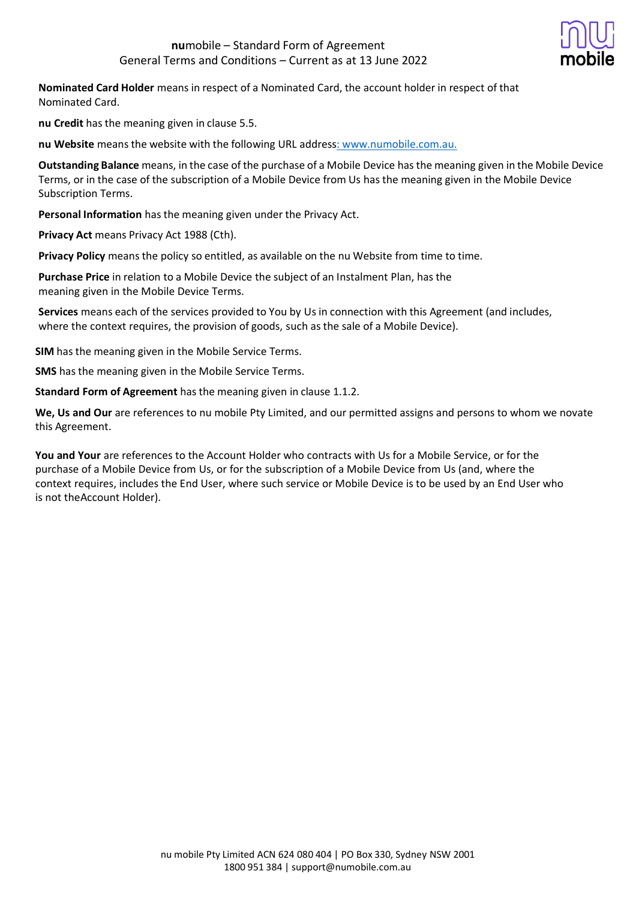**Nominated Card Holder** means in respect of a Nominated Card, the account holder in respect of that Nominated Card.

**nu Credit** has the meaning given in clause 5.5.

**nu Website** means the website with the following URL address: www.numobile.com.au.

**Outstanding Balance** means, in the case of the purchase of a Mobile Device has the meaning given in the Mobile Device Terms, or in the case of the subscription of a Mobile Device from Us has the meaning given in the Mobile Device Subscription Terms.

**Personal Information** has the meaning given under the Privacy Act.

**Privacy Act** means Privacy Act 1988 (Cth).

**Privacy Policy** means the policy so entitled, as available on the nu Website from time to time.

**Purchase Price** in relation to a Mobile Device the subject of an Instalment Plan, has the meaning given in the Mobile Device Terms.

**Services** means each of the services provided to You by Us in connection with this Agreement (and includes, where the context requires, the provision of goods, such as the sale of a Mobile Device).

**SIM** has the meaning given in the Mobile Service Terms.

**SMS** has the meaning given in the Mobile Service Terms.

**Standard Form of Agreement** has the meaning given in clause 1.1.2.

**We, Us and Our** are references to nu mobile Pty Limited, and our permitted assigns and persons to whom we novate this Agreement.

**You and Your** are references to the Account Holder who contracts with Us for a Mobile Service, or for the purchase of a Mobile Device from Us, or for the subscription of a Mobile Device from Us (and, where the context requires, includes the End User, where such service or Mobile Device is to be used by an End User who is not theAccount Holder).